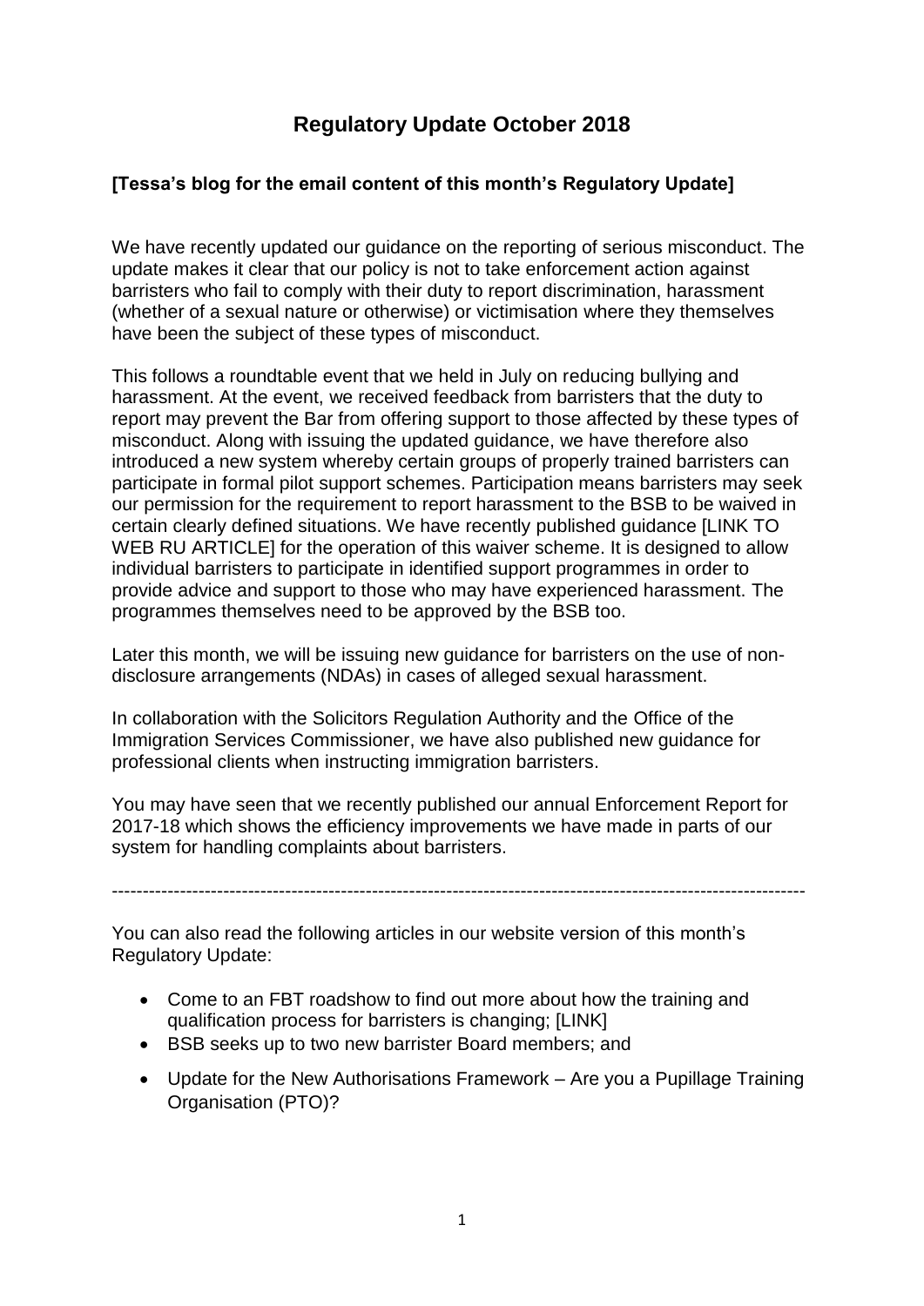# Regulatory Update October 2018

### [Tessa's blog for the email content of this month's Regulatory Update]

We have recently updated our guidance on the reporting of serious misconduct. The update makes it clear that our policy is not to take enforcement action against barristers who fail to comply with their duty to report discrimination, harassment (whether of a sexual nature or otherwise) or victimisation where they themselves have been the subject of these types of misconduct.

This follows a roundtable event that we held in July on reducing bullying and harassment. At the event, we received feedback from barristers that the duty to report may prevent the Bar from offering support to those affected by these types of misconduct. Along with issuing the updated guidance, we have therefore also introduced a new system whereby certain groups of properly trained barristers can participate in formal pilot support schemes. Participation means barristers may seek our permission for the requirement to report harassment to the BSB to be waived in certain clearly defined situations. We have recently published guidance [LINK TO WEB RU ARTICLE] for the operation of this waiver scheme. It is designed to allow individual barristers to participate in identified support programmes in order to provide advice and support to those who may have experienced harassment. The programmes themselves need to be approved by the BSB too.

Later this month, we will be issuing new guidance for barristers on the use of non-disclosure arrangements (NDAs) in cases of alleged sexual harassment.

In collaboration with the Solicitors Regulation Authority and the Office of the Immigration Services Commissioner, we have also published new guidance for professional clients when instructing immigration barristers.

You may have seen that we recently published our annual Enforcement Report for 2017-18 which shows the efficiency improvements we have made in parts of our system for handling complaints about barristers.

---

You can also read the following articles in our website version of this month's Regulatory Update:

- Come to an FBT roadshow to find out more about how the training and qualification process for barristers is changing; [LINK]
- BSB seeks up to two new barrister Board members; and
- Update for the New Authorisations Framework – Are you a Pupillage Training Organisation (PTO)?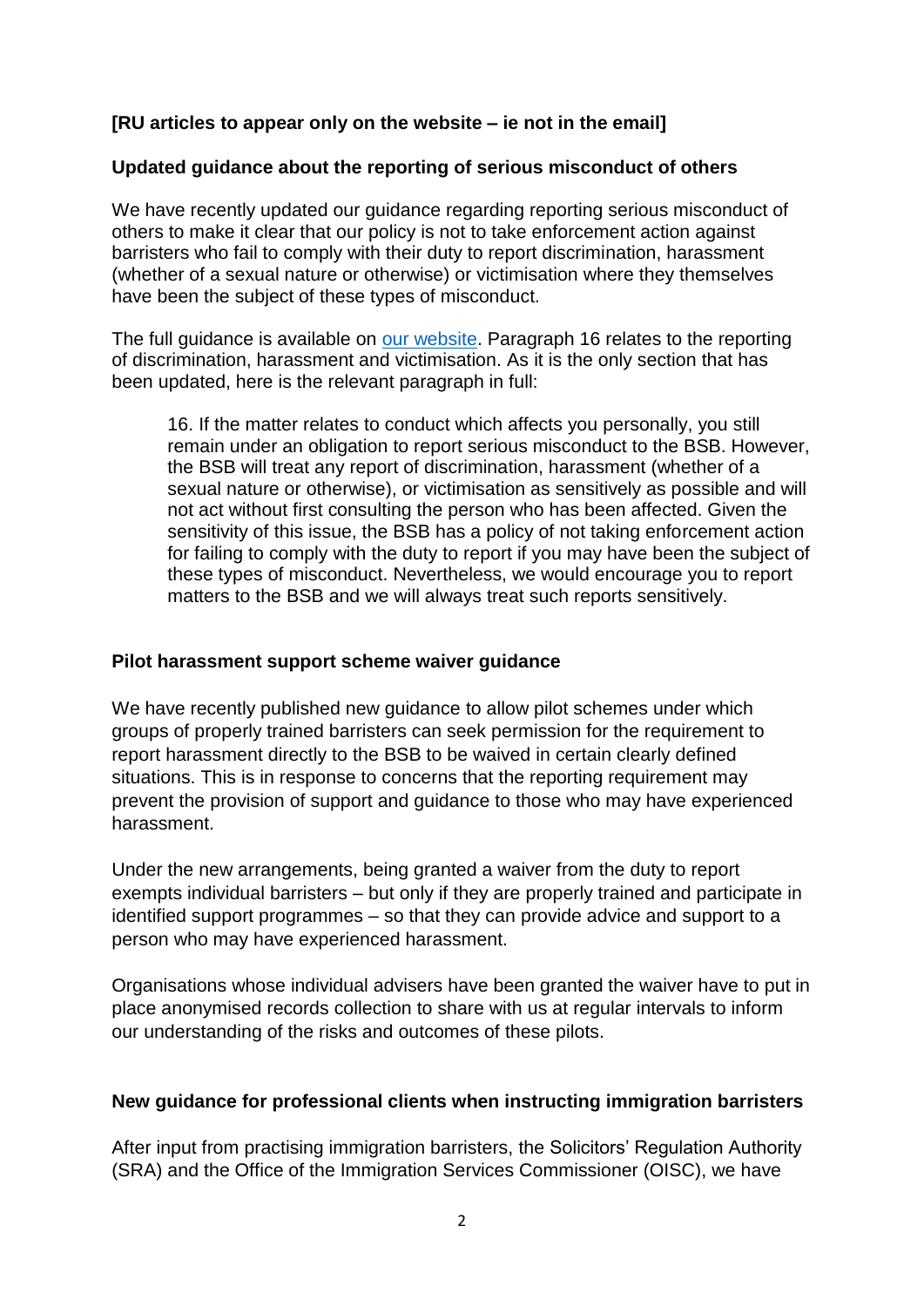**[RU articles to appear only on the website – ie not in the email]**

**Updated guidance about the reporting of serious misconduct of others**

We have recently updated our guidance regarding reporting serious misconduct of others to make it clear that our policy is not to take enforcement action against barristers who fail to comply with their duty to report discrimination, harassment (whether of a sexual nature or otherwise) or victimisation where they themselves have been the subject of these types of misconduct.

The full guidance is available on [our website](). Paragraph 16 relates to the reporting of discrimination, harassment and victimisation. As it is the only section that has been updated, here is the relevant paragraph in full:

> 16. If the matter relates to conduct which affects you personally, you still remain under an obligation to report serious misconduct to the BSB. However, the BSB will treat any report of discrimination, harassment (whether of a sexual nature or otherwise), or victimisation as sensitively as possible and will not act without first consulting the person who has been affected. Given the sensitivity of this issue, the BSB has a policy of not taking enforcement action for failing to comply with the duty to report if you may have been the subject of these types of misconduct. Nevertheless, we would encourage you to report matters to the BSB and we will always treat such reports sensitively.

**Pilot harassment support scheme waiver guidance**

We have recently published new guidance to allow pilot schemes under which groups of properly trained barristers can seek permission for the requirement to report harassment directly to the BSB to be waived in certain clearly defined situations. This is in response to concerns that the reporting requirement may prevent the provision of support and guidance to those who may have experienced harassment.

Under the new arrangements, being granted a waiver from the duty to report exempts individual barristers – but only if they are properly trained and participate in identified support programmes – so that they can provide advice and support to a person who may have experienced harassment.

Organisations whose individual advisers have been granted the waiver have to put in place anonymised records collection to share with us at regular intervals to inform our understanding of the risks and outcomes of these pilots.

**New guidance for professional clients when instructing immigration barristers**

After input from practising immigration barristers, the Solicitors' Regulation Authority (SRA) and the Office of the Immigration Services Commissioner (OISC), we have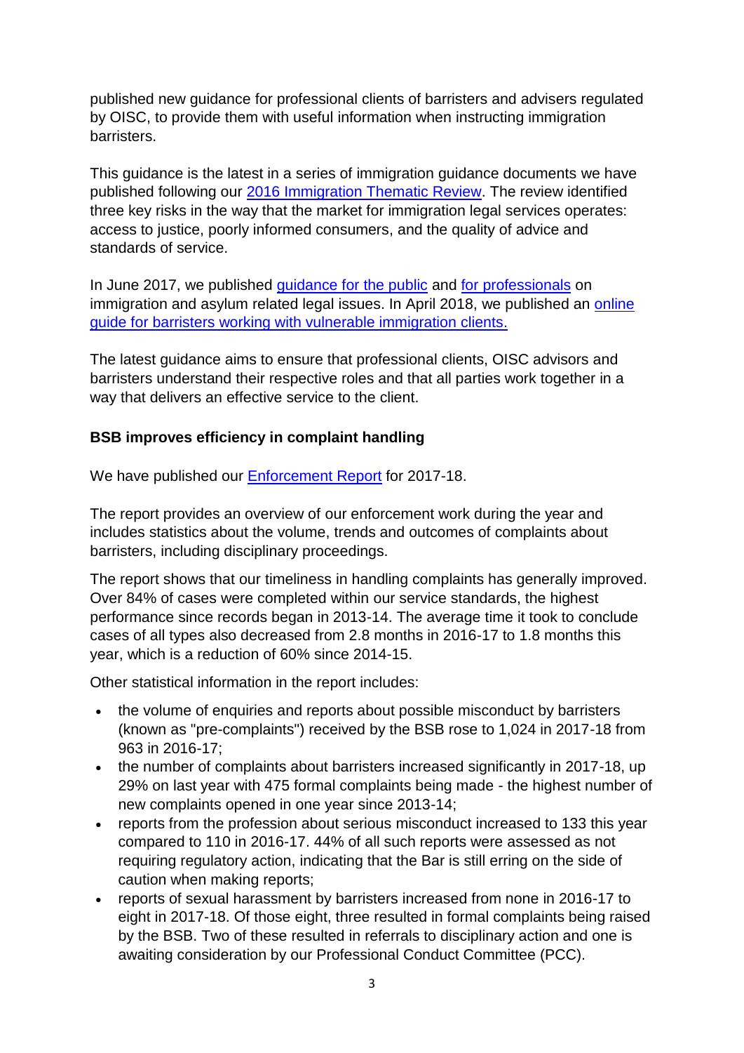published new guidance for professional clients of barristers and advisers regulated by OISC, to provide them with useful information when instructing immigration barristers.

This guidance is the latest in a series of immigration guidance documents we have published following our [2016 Immigration Thematic Review](). The review identified three key risks in the way that the market for immigration legal services operates: access to justice, poorly informed consumers, and the quality of advice and standards of service.

In June 2017, we published [guidance for the public]() and [for professionals]() on immigration and asylum related legal issues. In April 2018, we published an [online guide for barristers working with vulnerable immigration clients.]()

The latest guidance aims to ensure that professional clients, OISC advisors and barristers understand their respective roles and that all parties work together in a way that delivers an effective service to the client.

**BSB improves efficiency in complaint handling**

We have published our [Enforcement Report]() for 2017-18.

The report provides an overview of our enforcement work during the year and includes statistics about the volume, trends and outcomes of complaints about barristers, including disciplinary proceedings.

The report shows that our timeliness in handling complaints has generally improved. Over 84% of cases were completed within our service standards, the highest performance since records began in 2013-14. The average time it took to conclude cases of all types also decreased from 2.8 months in 2016-17 to 1.8 months this year, which is a reduction of 60% since 2014-15.

Other statistical information in the report includes:

- the volume of enquiries and reports about possible misconduct by barristers (known as "pre-complaints") received by the BSB rose to 1,024 in 2017-18 from 963 in 2016-17;
- the number of complaints about barristers increased significantly in 2017-18, up 29% on last year with 475 formal complaints being made - the highest number of new complaints opened in one year since 2013-14;
- reports from the profession about serious misconduct increased to 133 this year compared to 110 in 2016-17. 44% of all such reports were assessed as not requiring regulatory action, indicating that the Bar is still erring on the side of caution when making reports;
- reports of sexual harassment by barristers increased from none in 2016-17 to eight in 2017-18. Of those eight, three resulted in formal complaints being raised by the BSB. Two of these resulted in referrals to disciplinary action and one is awaiting consideration by our Professional Conduct Committee (PCC).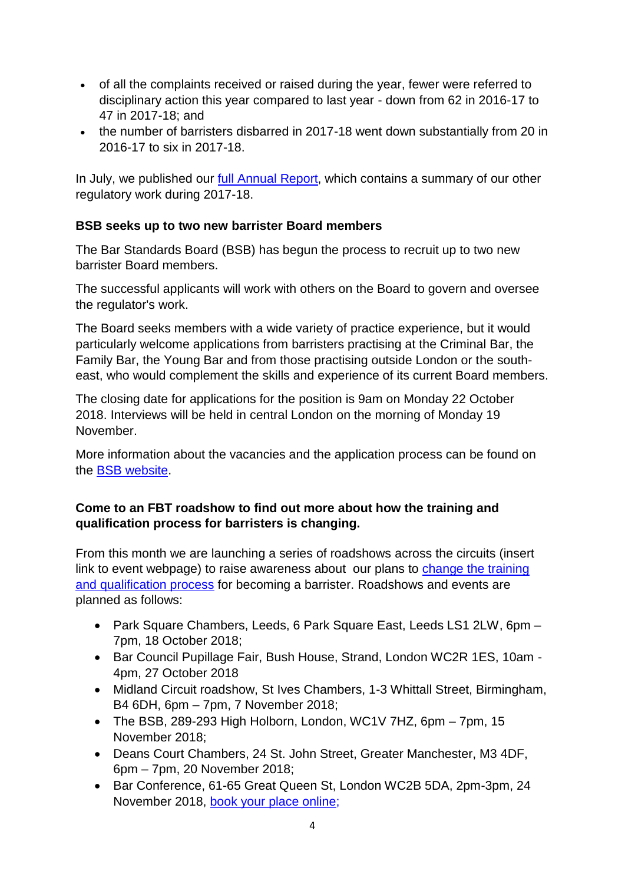- of all the complaints received or raised during the year, fewer were referred to disciplinary action this year compared to last year - down from 62 in 2016-17 to 47 in 2017-18; and
- the number of barristers disbarred in 2017-18 went down substantially from 20 in 2016-17 to six in 2017-18.

In July, we published our full Annual Report, which contains a summary of our other regulatory work during 2017-18.

**BSB seeks up to two new barrister Board members**

The Bar Standards Board (BSB) has begun the process to recruit up to two new barrister Board members.

The successful applicants will work with others on the Board to govern and oversee the regulator's work.

The Board seeks members with a wide variety of practice experience, but it would particularly welcome applications from barristers practising at the Criminal Bar, the Family Bar, the Young Bar and from those practising outside London or the south-east, who would complement the skills and experience of its current Board members.

The closing date for applications for the position is 9am on Monday 22 October 2018. Interviews will be held in central London on the morning of Monday 19 November.

More information about the vacancies and the application process can be found on the BSB website.

**Come to an FBT roadshow to find out more about how the training and qualification process for barristers is changing.**

From this month we are launching a series of roadshows across the circuits (insert link to event webpage) to raise awareness about our plans to change the training and qualification process for becoming a barrister. Roadshows and events are planned as follows:

- Park Square Chambers, Leeds, 6 Park Square East, Leeds LS1 2LW, 6pm – 7pm, 18 October 2018;
- Bar Council Pupillage Fair, Bush House, Strand, London WC2R 1ES, 10am - 4pm, 27 October 2018
- Midland Circuit roadshow, St Ives Chambers, 1-3 Whittall Street, Birmingham, B4 6DH, 6pm – 7pm, 7 November 2018;
- The BSB, 289-293 High Holborn, London, WC1V 7HZ, 6pm – 7pm, 15 November 2018;
- Deans Court Chambers, 24 St. John Street, Greater Manchester, M3 4DF, 6pm – 7pm, 20 November 2018;
- Bar Conference, 61-65 Great Queen St, London WC2B 5DA, 2pm-3pm, 24 November 2018, book your place online;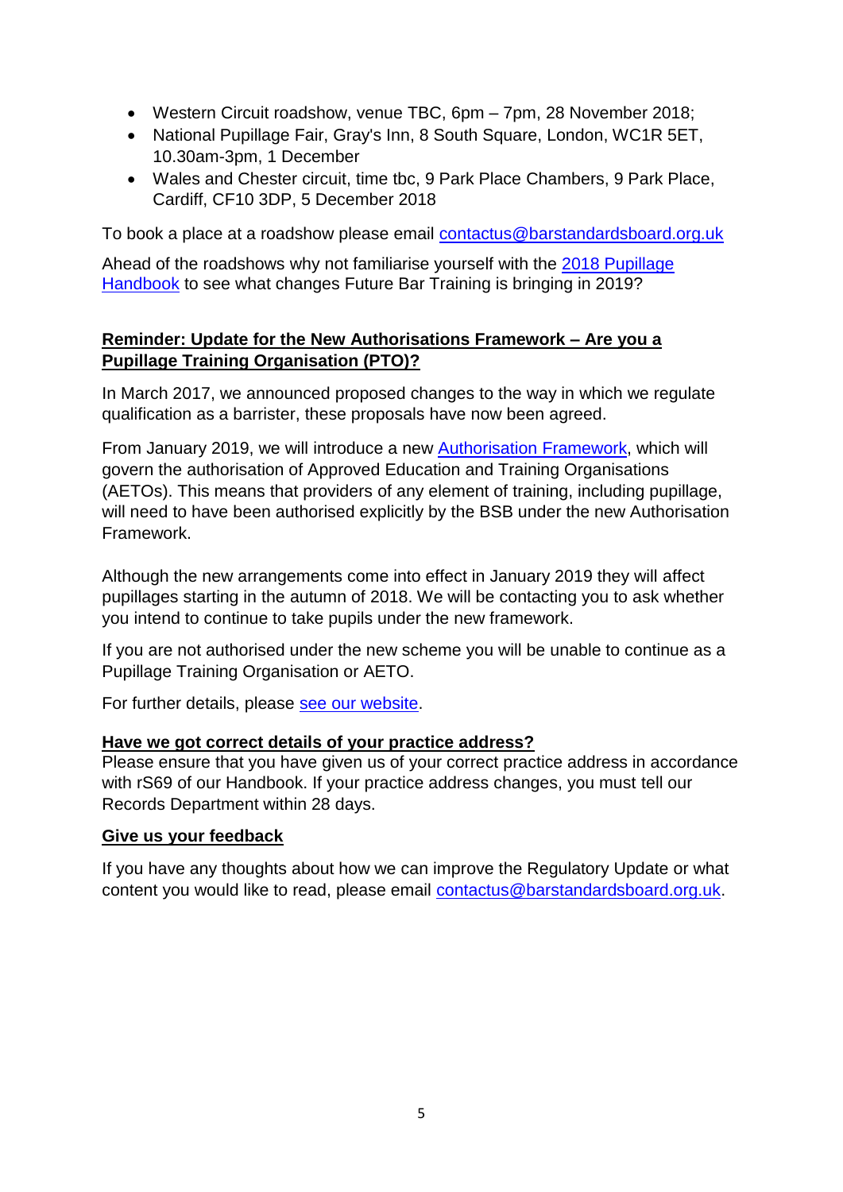- Western Circuit roadshow, venue TBC, 6pm – 7pm, 28 November 2018;
- National Pupillage Fair, Gray's Inn, 8 South Square, London, WC1R 5ET, 10.30am-3pm, 1 December
- Wales and Chester circuit, time tbc, 9 Park Place Chambers, 9 Park Place, Cardiff, CF10 3DP, 5 December 2018

To book a place at a roadshow please email contactus@barstandardsboard.org.uk

Ahead of the roadshows why not familiarise yourself with the 2018 Pupillage Handbook to see what changes Future Bar Training is bringing in 2019?

**Reminder: Update for the New Authorisations Framework – Are you a Pupillage Training Organisation (PTO)?**

In March 2017, we announced proposed changes to the way in which we regulate qualification as a barrister, these proposals have now been agreed.

From January 2019, we will introduce a new Authorisation Framework, which will govern the authorisation of Approved Education and Training Organisations (AETOs). This means that providers of any element of training, including pupillage, will need to have been authorised explicitly by the BSB under the new Authorisation Framework.

Although the new arrangements come into effect in January 2019 they will affect pupillages starting in the autumn of 2018. We will be contacting you to ask whether you intend to continue to take pupils under the new framework.

If you are not authorised under the new scheme you will be unable to continue as a Pupillage Training Organisation or AETO.

For further details, please see our website.

**Have we got correct details of your practice address?**

Please ensure that you have given us of your correct practice address in accordance with rS69 of our Handbook. If your practice address changes, you must tell our Records Department within 28 days.

**Give us your feedback**

If you have any thoughts about how we can improve the Regulatory Update or what content you would like to read, please email contactus@barstandardsboard.org.uk.